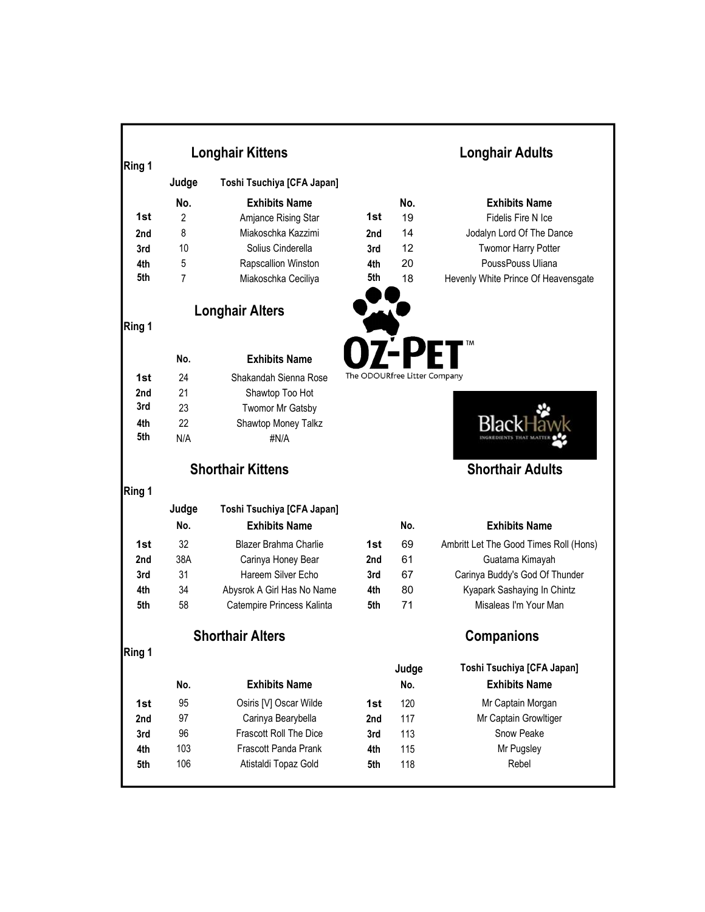## Ring 1

### Longhair Kittens

Judge: Toshi Tsuchiya [CFA Japan]

| | No. | Exhibits Name |
|---|---|---|
| 1st | 2 | Amjance Rising Star |
| 2nd | 8 | Miakoschka Kazzimi |
| 3rd | 10 | Solius Cinderella |
| 4th | 5 | Rapscallion Winston |
| 5th | 7 | Miakoschka Ceciliya |

### Longhair Adults

| | No. | Exhibits Name |
|---|---|---|
| 1st | 19 | Fidelis Fire N Ice |
| 2nd | 14 | Jodalyn Lord Of The Dance |
| 3rd | 12 | Twomor Harry Potter |
| 4th | 20 | PoussPouss Uliana |
| 5th | 18 | Hevenly White Prince Of Heavensgate |

## Ring 1

### Longhair Alters

| | No. | Exhibits Name |
|---|---|---|
| 1st | 24 | Shakandah Sienna Rose |
| 2nd | 21 | Shawtop Too Hot |
| 3rd | 23 | Twomor Mr Gatsby |
| 4th | 22 | Shawtop Money Talkz |
| 5th | N/A | #N/A |

OZ-PET™ The ODOURfree Litter Company

BlackHawk INGREDIENTS THAT MATTER

## Ring 1

### Shorthair Kittens

Judge: Toshi Tsuchiya [CFA Japan]

| | No. | Exhibits Name |
|---|---|---|
| 1st | 32 | Blazer Brahma Charlie |
| 2nd | 38A | Carinya Honey Bear |
| 3rd | 31 | Hareem Silver Echo |
| 4th | 34 | Abysrok A Girl Has No Name |
| 5th | 58 | Catempire Princess Kalinta |

### Shorthair Adults

| | No. | Exhibits Name |
|---|---|---|
| 1st | 69 | Ambritt Let The Good Times Roll (Hons) |
| 2nd | 61 | Guatama Kimayah |
| 3rd | 67 | Carinya Buddy's God Of Thunder |
| 4th | 80 | Kyapark Sashaying In Chintz |
| 5th | 71 | Misaleas I'm Your Man |

## Ring 1

### Shorthair Alters

| | No. | Exhibits Name |
|---|---|---|
| 1st | 95 | Osiris [V] Oscar Wilde |
| 2nd | 97 | Carinya Bearybella |
| 3rd | 96 | Frascott Roll The Dice |
| 4th | 103 | Frascott Panda Prank |
| 5th | 106 | Atistaldi Topaz Gold |

### Companions

Judge: Toshi Tsuchiya [CFA Japan]

| | No. | Exhibits Name |
|---|---|---|
| 1st | 120 | Mr Captain Morgan |
| 2nd | 117 | Mr Captain Growltiger |
| 3rd | 113 | Snow Peake |
| 4th | 115 | Mr Pugsley |
| 5th | 118 | Rebel |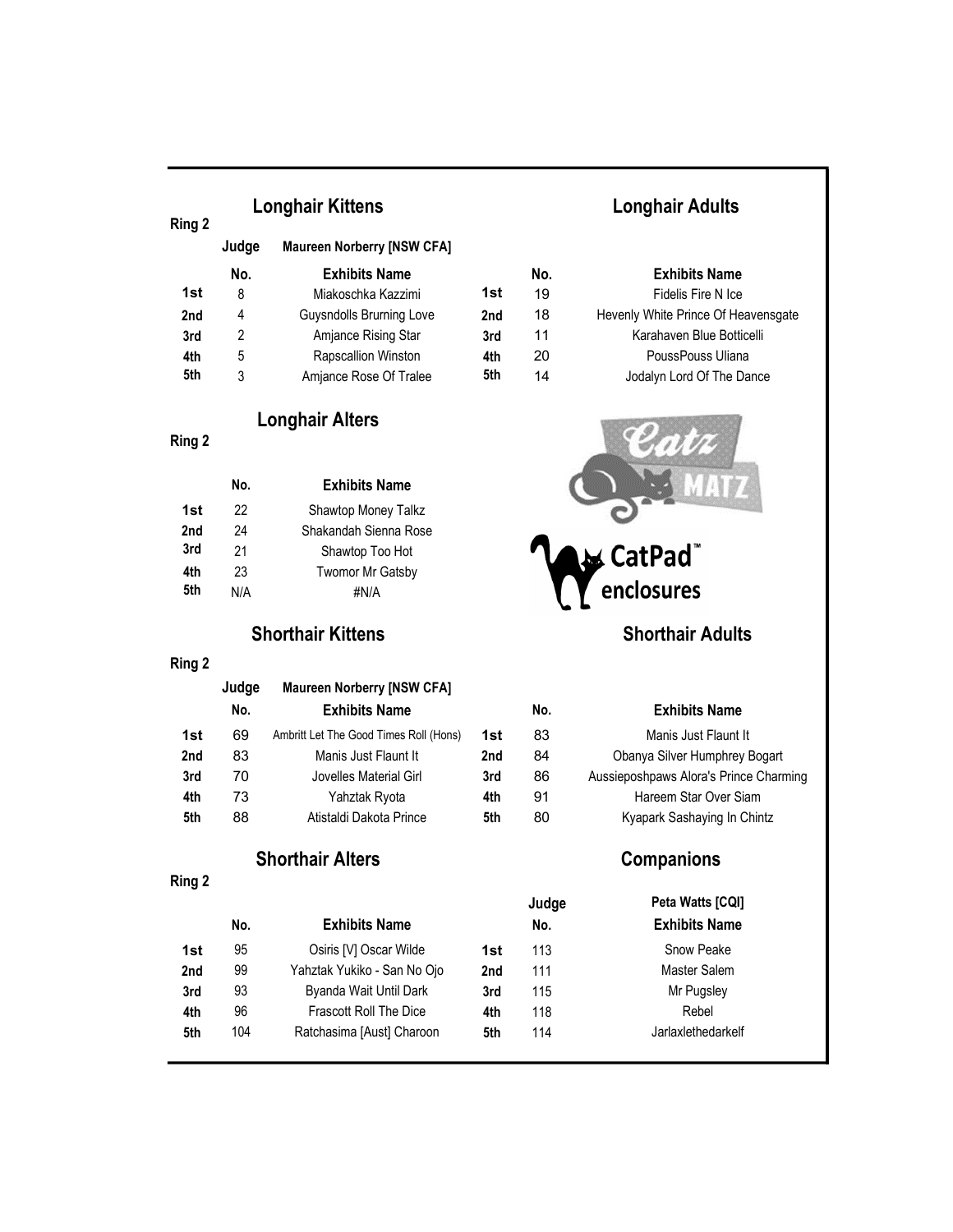## Longhair Kittens

**Ring 2**

**Judge** Maureen Norberry [NSW CFA]

| | No. | Exhibits Name |
|---|---|---|
| 1st | 8 | Miakoschka Kazzimi |
| 2nd | 4 | Guysndolls Brurning Love |
| 3rd | 2 | Amjance Rising Star |
| 4th | 5 | Rapscallion Winston |
| 5th | 3 | Amjance Rose Of Tralee |

## Longhair Adults

| | No. | Exhibits Name |
|---|---|---|
| 1st | 19 | Fidelis Fire N Ice |
| 2nd | 18 | Hevenly White Prince Of Heavensgate |
| 3rd | 11 | Karahaven Blue Botticelli |
| 4th | 20 | PoussPouss Uliana |
| 5th | 14 | Jodalyn Lord Of The Dance |

## Longhair Alters

**Ring 2**

| | No. | Exhibits Name |
|---|---|---|
| 1st | 22 | Shawtop Money Talkz |
| 2nd | 24 | Shakandah Sienna Rose |
| 3rd | 21 | Shawtop Too Hot |
| 4th | 23 | Twomor Mr Gatsby |
| 5th | N/A | #N/A |

Catz Matz

CatPad™ enclosures

## Shorthair Kittens

**Ring 2**

**Judge** Maureen Norberry [NSW CFA]

| | No. | Exhibits Name |
|---|---|---|
| 1st | 69 | Ambritt Let The Good Times Roll (Hons) |
| 2nd | 83 | Manis Just Flaunt It |
| 3rd | 70 | Jovelles Material Girl |
| 4th | 73 | Yahztak Ryota |
| 5th | 88 | Atistaldi Dakota Prince |

## Shorthair Adults

| | No. | Exhibits Name |
|---|---|---|
| 1st | 83 | Manis Just Flaunt It |
| 2nd | 84 | Obanya Silver Humphrey Bogart |
| 3rd | 86 | Aussieposhpaws Alora's Prince Charming |
| 4th | 91 | Hareem Star Over Siam |
| 5th | 80 | Kyapark Sashaying In Chintz |

## Shorthair Alters

**Ring 2**

| | No. | Exhibits Name |
|---|---|---|
| 1st | 95 | Osiris [V] Oscar Wilde |
| 2nd | 99 | Yahztak Yukiko - San No Ojo |
| 3rd | 93 | Byanda Wait Until Dark |
| 4th | 96 | Frascott Roll The Dice |
| 5th | 104 | Ratchasima [Aust] Charoon |

## Companions

**Judge** Peta Watts [CQI]

| | No. | Exhibits Name |
|---|---|---|
| 1st | 113 | Snow Peake |
| 2nd | 111 | Master Salem |
| 3rd | 115 | Mr Pugsley |
| 4th | 118 | Rebel |
| 5th | 114 | Jarlaxlethedarkelf |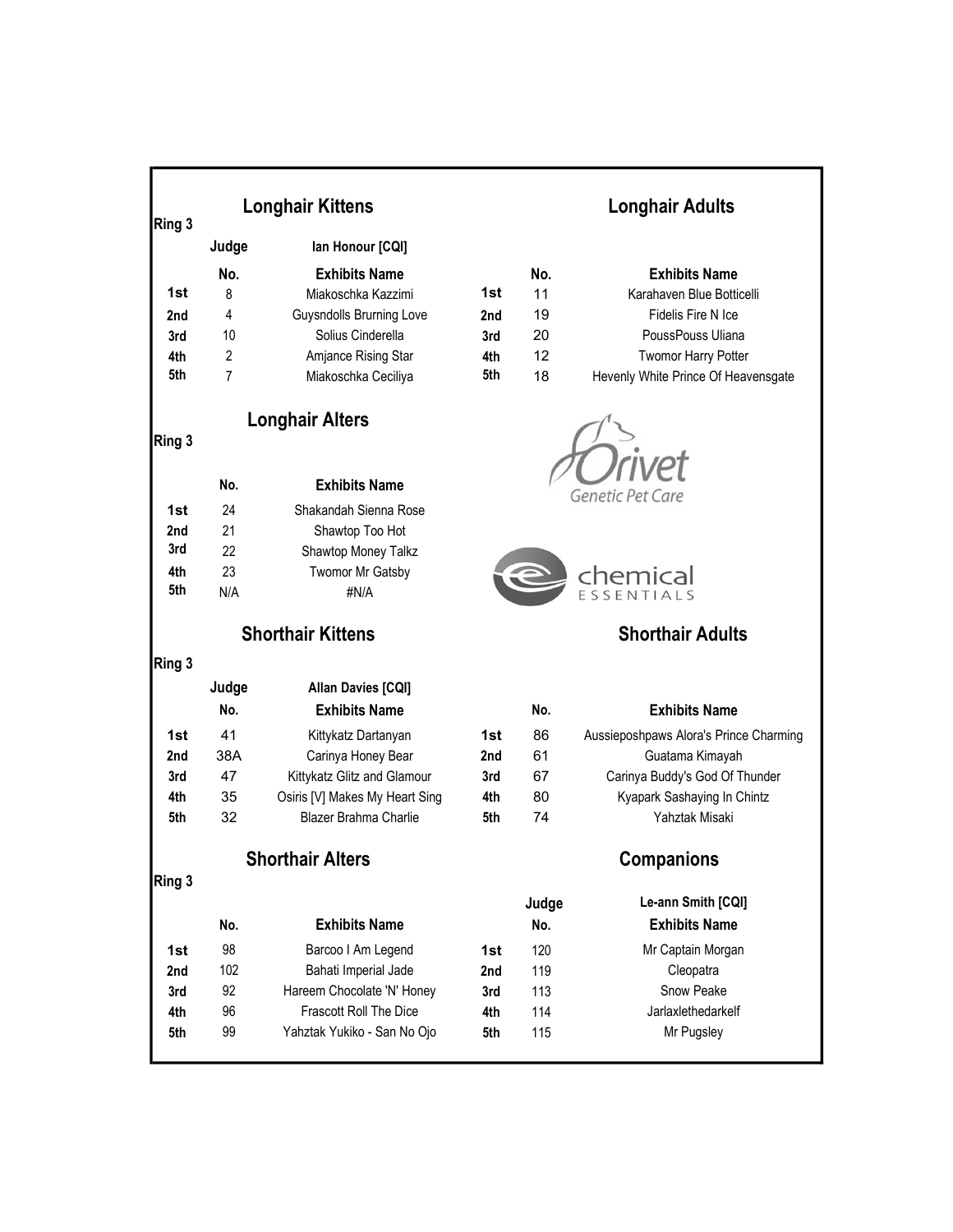## Longhair Kittens

Ring 3

Judge: Ian Honour [CQI]

| | No. | Exhibits Name |
|---|---|---|
| 1st | 8 | Miakoschka Kazzimi |
| 2nd | 4 | Guysndolls Brurning Love |
| 3rd | 10 | Solius Cinderella |
| 4th | 2 | Amjance Rising Star |
| 5th | 7 | Miakoschka Ceciliya |

## Longhair Adults

| | No. | Exhibits Name |
|---|---|---|
| 1st | 11 | Karahaven Blue Botticelli |
| 2nd | 19 | Fidelis Fire N Ice |
| 3rd | 20 | PoussPouss Uliana |
| 4th | 12 | Twomor Harry Potter |
| 5th | 18 | Hevenly White Prince Of Heavensgate |

## Longhair Alters

Ring 3

| | No. | Exhibits Name |
|---|---|---|
| 1st | 24 | Shakandah Sienna Rose |
| 2nd | 21 | Shawtop Too Hot |
| 3rd | 22 | Shawtop Money Talkz |
| 4th | 23 | Twomor Mr Gatsby |
| 5th | N/A | #N/A |

Orivet Genetic Pet Care

chemical ESSENTIALS

## Shorthair Kittens

Ring 3

Judge: Allan Davies [CQI]

| | No. | Exhibits Name |
|---|---|---|
| 1st | 41 | Kittykatz Dartanyan |
| 2nd | 38A | Carinya Honey Bear |
| 3rd | 47 | Kittykatz Glitz and Glamour |
| 4th | 35 | Osiris [V] Makes My Heart Sing |
| 5th | 32 | Blazer Brahma Charlie |

## Shorthair Adults

| | No. | Exhibits Name |
|---|---|---|
| 1st | 86 | Aussieposhpaws Alora's Prince Charming |
| 2nd | 61 | Guatama Kimayah |
| 3rd | 67 | Carinya Buddy's God Of Thunder |
| 4th | 80 | Kyapark Sashaying In Chintz |
| 5th | 74 | Yahztak Misaki |

## Shorthair Alters

Ring 3

| | No. | Exhibits Name |
|---|---|---|
| 1st | 98 | Barcoo I Am Legend |
| 2nd | 102 | Bahati Imperial Jade |
| 3rd | 92 | Hareem Chocolate 'N' Honey |
| 4th | 96 | Frascott Roll The Dice |
| 5th | 99 | Yahztak Yukiko - San No Ojo |

## Companions

Judge: Le-ann Smith [CQI]

| | No. | Exhibits Name |
|---|---|---|
| 1st | 120 | Mr Captain Morgan |
| 2nd | 119 | Cleopatra |
| 3rd | 113 | Snow Peake |
| 4th | 114 | Jarlaxlethedarkelf |
| 5th | 115 | Mr Pugsley |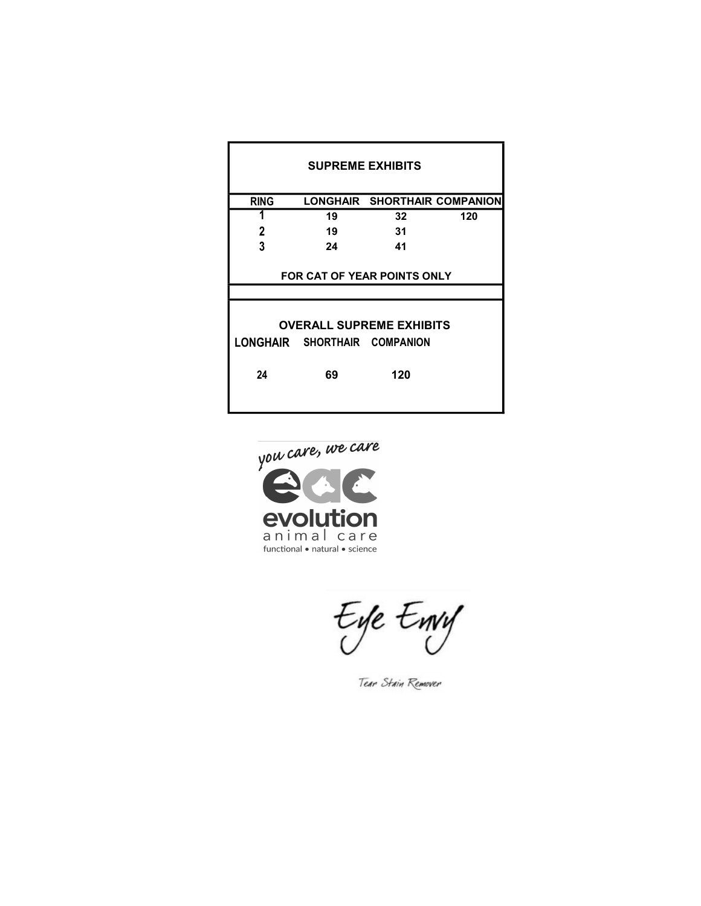## SUPREME EXHIBITS

| RING | LONGHAIR | SHORTHAIR | COMPANION |
|---|---|---|---|
| 1 | 19 | 32 | 120 |
| 2 | 19 | 31 | |
| 3 | 24 | 41 | |

FOR CAT OF YEAR POINTS ONLY

## OVERALL SUPREME EXHIBITS

| LONGHAIR | SHORTHAIR | COMPANION |
|---|---|---|
| 24 | 69 | 120 |

you care, we care

eac evolution animal care

functional • natural • science

Eye Envy

Tear Stain Remover